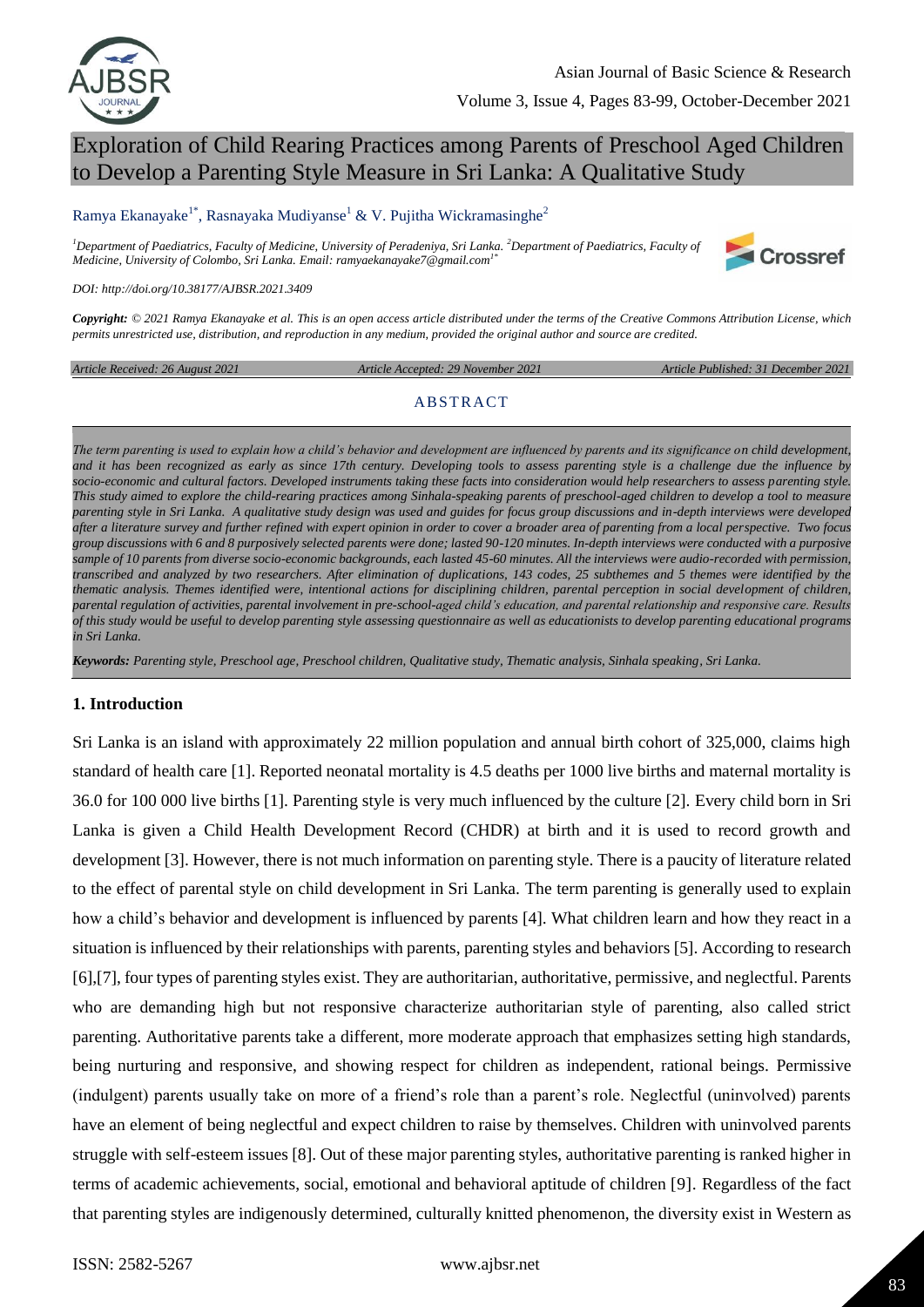# Exploration of Child Rearing Practices among Parents of Preschool Aged Children to Develop a Parenting Style Measure in Sri Lanka: A Qualitative Study

Ramya Ekanayake[1*], Rasnayaka Mudiyanse[1] & V. Pujitha Wickramasinghe[2]

[1]Department of Paediatrics, Faculty of Medicine, University of Peradeniya, Sri Lanka. [2]Department of Paediatrics, Faculty of Medicine, University of Colombo, Sri Lanka. Email: ramyaekanayake7@gmail.com[1*]

*DOI: http://doi.org/10.38177/AJBSR.2021.3409*

***Copyright:** © 2021 Ramya Ekanayake et al. This is an open access article distributed under the terms of the Creative Commons Attribution License, which permits unrestricted use, distribution, and reproduction in any medium, provided the original author and source are credited.*

*Article Received: 26 August 2021* | *Article Accepted: 29 November 2021* | *Article Published: 31 December 2021*

## ABSTRACT

*The term parenting is used to explain how a child's behavior and development are influenced by parents and its significance on child development, and it has been recognized as early as since 17th century. Developing tools to assess parenting style is a challenge due the influence by socio-economic and cultural factors. Developed instruments taking these facts into consideration would help researchers to assess parenting style. This study aimed to explore the child-rearing practices among Sinhala-speaking parents of preschool-aged children to develop a tool to measure parenting style in Sri Lanka. A qualitative study design was used and guides for focus group discussions and in-depth interviews were developed after a literature survey and further refined with expert opinion in order to cover a broader area of parenting from a local perspective. Two focus group discussions with 6 and 8 purposively selected parents were done; lasted 90-120 minutes. In-depth interviews were conducted with a purposive sample of 10 parents from diverse socio-economic backgrounds, each lasted 45-60 minutes. All the interviews were audio-recorded with permission, transcribed and analyzed by two researchers. After elimination of duplications, 143 codes, 25 subthemes and 5 themes were identified by the thematic analysis. Themes identified were, intentional actions for disciplining children, parental perception in social development of children, parental regulation of activities, parental involvement in pre-school-aged child's education, and parental relationship and responsive care. Results of this study would be useful to develop parenting style assessing questionnaire as well as educationists to develop parenting educational programs in Sri Lanka.*

***Keywords:** Parenting style, Preschool age, Preschool children, Qualitative study, Thematic analysis, Sinhala speaking, Sri Lanka.*

## 1. Introduction

Sri Lanka is an island with approximately 22 million population and annual birth cohort of 325,000, claims high standard of health care [1]. Reported neonatal mortality is 4.5 deaths per 1000 live births and maternal mortality is 36.0 for 100 000 live births [1]. Parenting style is very much influenced by the culture [2]. Every child born in Sri Lanka is given a Child Health Development Record (CHDR) at birth and it is used to record growth and development [3]. However, there is not much information on parenting style. There is a paucity of literature related to the effect of parental style on child development in Sri Lanka. The term parenting is generally used to explain how a child's behavior and development is influenced by parents [4]. What children learn and how they react in a situation is influenced by their relationships with parents, parenting styles and behaviors [5]. According to research [6],[7], four types of parenting styles exist. They are authoritarian, authoritative, permissive, and neglectful. Parents who are demanding high but not responsive characterize authoritarian style of parenting, also called strict parenting. Authoritative parents take a different, more moderate approach that emphasizes setting high standards, being nurturing and responsive, and showing respect for children as independent, rational beings. Permissive (indulgent) parents usually take on more of a friend's role than a parent's role. Neglectful (uninvolved) parents have an element of being neglectful and expect children to raise by themselves. Children with uninvolved parents struggle with self-esteem issues [8]. Out of these major parenting styles, authoritative parenting is ranked higher in terms of academic achievements, social, emotional and behavioral aptitude of children [9]. Regardless of the fact that parenting styles are indigenously determined, culturally knitted phenomenon, the diversity exist in Western as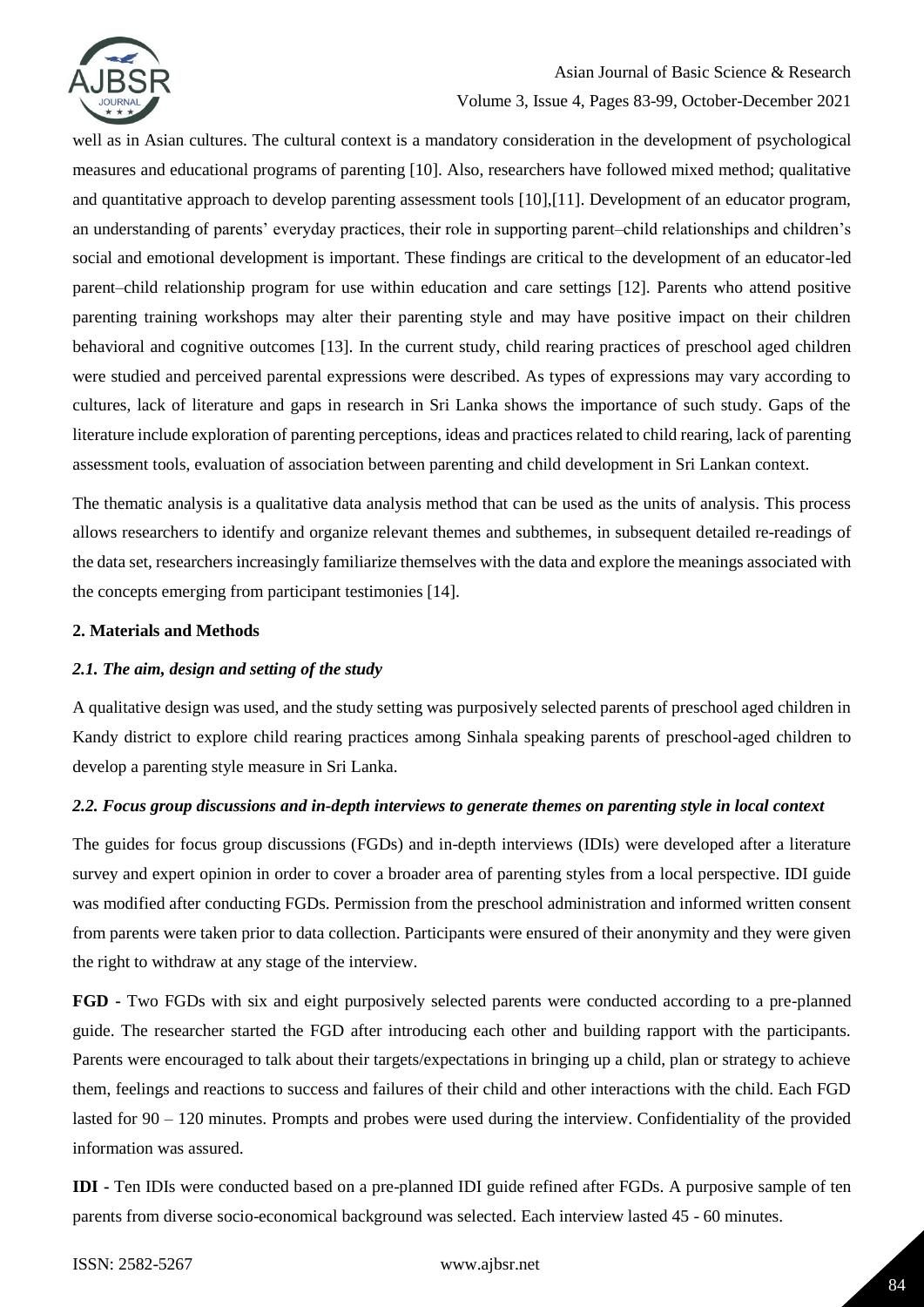well as in Asian cultures. The cultural context is a mandatory consideration in the development of psychological measures and educational programs of parenting [10]. Also, researchers have followed mixed method; qualitative and quantitative approach to develop parenting assessment tools [10],[11]. Development of an educator program, an understanding of parents' everyday practices, their role in supporting parent–child relationships and children's social and emotional development is important. These findings are critical to the development of an educator-led parent–child relationship program for use within education and care settings [12]. Parents who attend positive parenting training workshops may alter their parenting style and may have positive impact on their children behavioral and cognitive outcomes [13]. In the current study, child rearing practices of preschool aged children were studied and perceived parental expressions were described. As types of expressions may vary according to cultures, lack of literature and gaps in research in Sri Lanka shows the importance of such study. Gaps of the literature include exploration of parenting perceptions, ideas and practices related to child rearing, lack of parenting assessment tools, evaluation of association between parenting and child development in Sri Lankan context.

The thematic analysis is a qualitative data analysis method that can be used as the units of analysis. This process allows researchers to identify and organize relevant themes and subthemes, in subsequent detailed re-readings of the data set, researchers increasingly familiarize themselves with the data and explore the meanings associated with the concepts emerging from participant testimonies [14].

## 2. Materials and Methods

### *2.1. The aim, design and setting of the study*

A qualitative design was used, and the study setting was purposively selected parents of preschool aged children in Kandy district to explore child rearing practices among Sinhala speaking parents of preschool-aged children to develop a parenting style measure in Sri Lanka.

### *2.2. Focus group discussions and in-depth interviews to generate themes on parenting style in local context*

The guides for focus group discussions (FGDs) and in-depth interviews (IDIs) were developed after a literature survey and expert opinion in order to cover a broader area of parenting styles from a local perspective. IDI guide was modified after conducting FGDs. Permission from the preschool administration and informed written consent from parents were taken prior to data collection. Participants were ensured of their anonymity and they were given the right to withdraw at any stage of the interview.

**FGD -** Two FGDs with six and eight purposively selected parents were conducted according to a pre-planned guide. The researcher started the FGD after introducing each other and building rapport with the participants. Parents were encouraged to talk about their targets/expectations in bringing up a child, plan or strategy to achieve them, feelings and reactions to success and failures of their child and other interactions with the child. Each FGD lasted for 90 – 120 minutes. Prompts and probes were used during the interview. Confidentiality of the provided information was assured.

**IDI -** Ten IDIs were conducted based on a pre-planned IDI guide refined after FGDs. A purposive sample of ten parents from diverse socio-economical background was selected. Each interview lasted 45 - 60 minutes.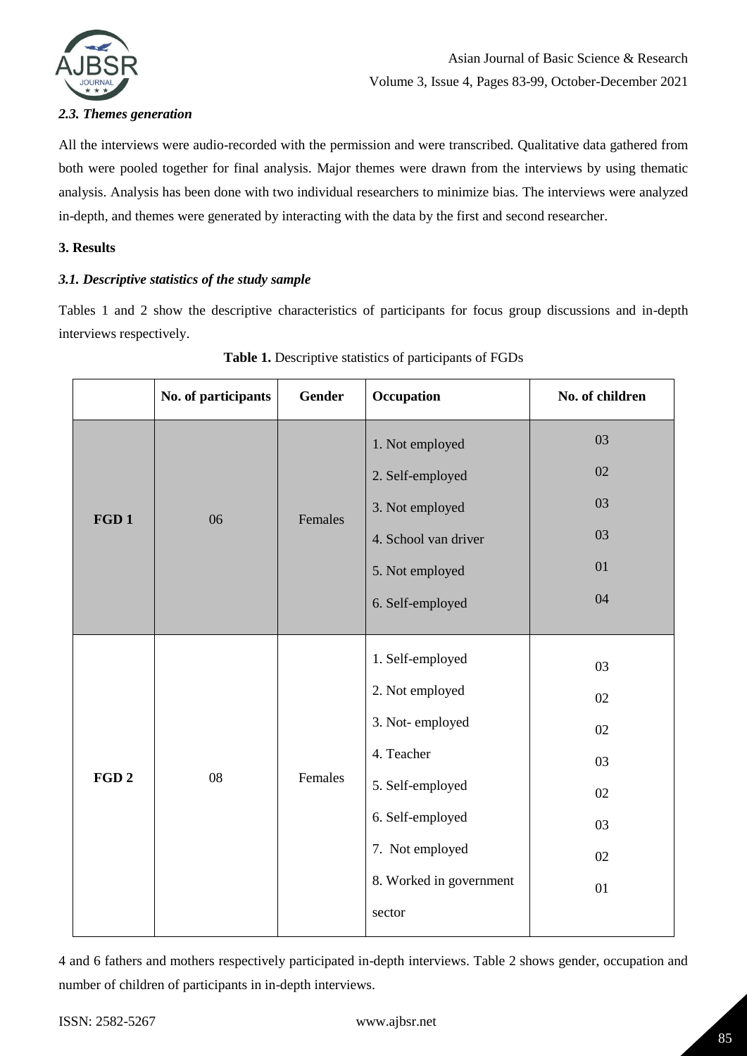### *2.3. Themes generation*

All the interviews were audio-recorded with the permission and were transcribed. Qualitative data gathered from both were pooled together for final analysis. Major themes were drawn from the interviews by using thematic analysis. Analysis has been done with two individual researchers to minimize bias. The interviews were analyzed in-depth, and themes were generated by interacting with the data by the first and second researcher.

## 3. Results

### *3.1. Descriptive statistics of the study sample*

Tables 1 and 2 show the descriptive characteristics of participants for focus group discussions and in-depth interviews respectively.

**Table 1.** Descriptive statistics of participants of FGDs

| | No. of participants | Gender | Occupation | No. of children |
|---|---|---|---|---|
| **FGD 1** | 06 | Females | 1. Not employed<br>2. Self-employed<br>3. Not employed<br>4. School van driver<br>5. Not employed<br>6. Self-employed | 03<br>02<br>03<br>03<br>01<br>04 |
| **FGD 2** | 08 | Females | 1. Self-employed<br>2. Not employed<br>3. Not- employed<br>4. Teacher<br>5. Self-employed<br>6. Self-employed<br>7. Not employed<br>8. Worked in government sector | 03<br>02<br>02<br>03<br>02<br>03<br>02<br>01 |

4 and 6 fathers and mothers respectively participated in-depth interviews. Table 2 shows gender, occupation and number of children of participants in in-depth interviews.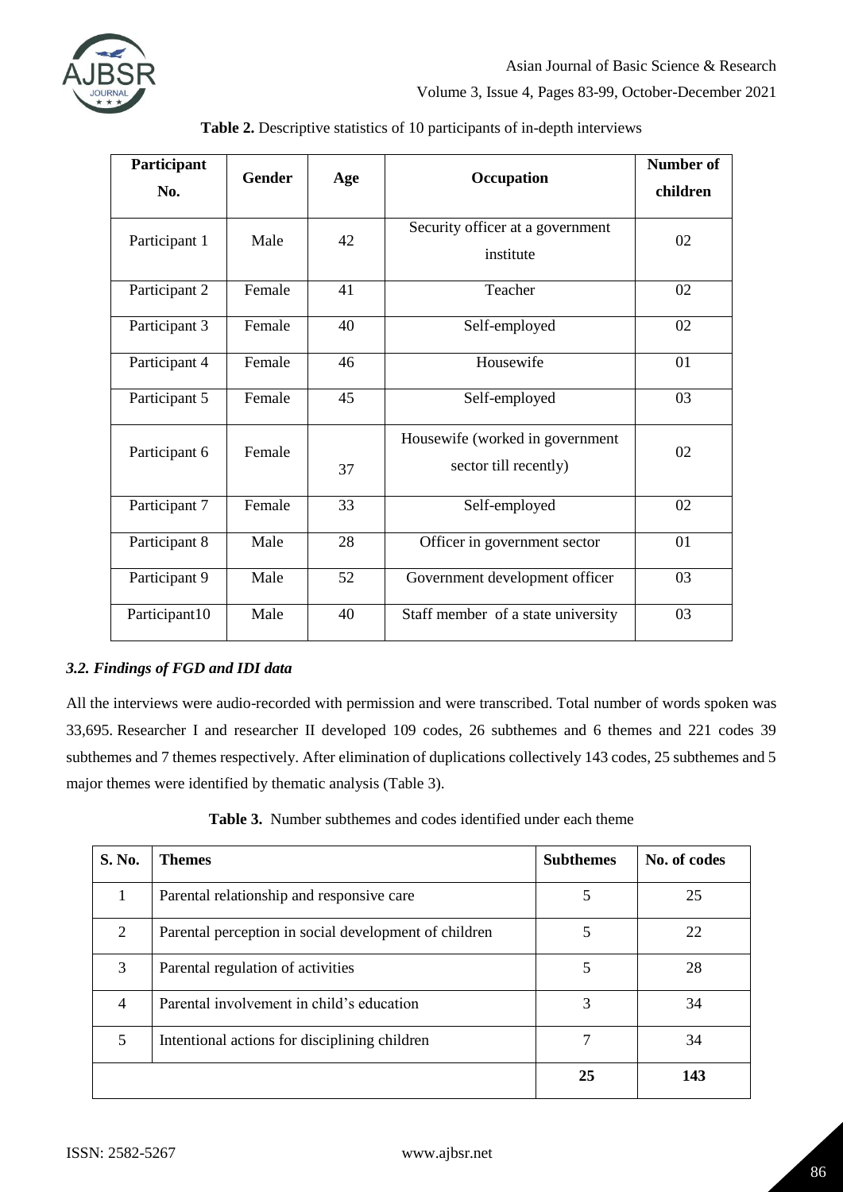**Table 2.** Descriptive statistics of 10 participants of in-depth interviews

| Participant No. | Gender | Age | Occupation | Number of children |
|---|---|---|---|---|
| Participant 1 | Male | 42 | Security officer at a government institute | 02 |
| Participant 2 | Female | 41 | Teacher | 02 |
| Participant 3 | Female | 40 | Self-employed | 02 |
| Participant 4 | Female | 46 | Housewife | 01 |
| Participant 5 | Female | 45 | Self-employed | 03 |
| Participant 6 | Female | 37 | Housewife (worked in government sector till recently) | 02 |
| Participant 7 | Female | 33 | Self-employed | 02 |
| Participant 8 | Male | 28 | Officer in government sector | 01 |
| Participant 9 | Male | 52 | Government development officer | 03 |
| Participant10 | Male | 40 | Staff member of a state university | 03 |

### *3.2. Findings of FGD and IDI data*

All the interviews were audio-recorded with permission and were transcribed. Total number of words spoken was 33,695. Researcher I and researcher II developed 109 codes, 26 subthemes and 6 themes and 221 codes 39 subthemes and 7 themes respectively. After elimination of duplications collectively 143 codes, 25 subthemes and 5 major themes were identified by thematic analysis (Table 3).

**Table 3.** Number subthemes and codes identified under each theme

| S. No. | Themes | Subthemes | No. of codes |
|---|---|---|---|
| 1 | Parental relationship and responsive care | 5 | 25 |
| 2 | Parental perception in social development of children | 5 | 22 |
| 3 | Parental regulation of activities | 5 | 28 |
| 4 | Parental involvement in child's education | 3 | 34 |
| 5 | Intentional actions for disciplining children | 7 | 34 |
| | | **25** | **143** |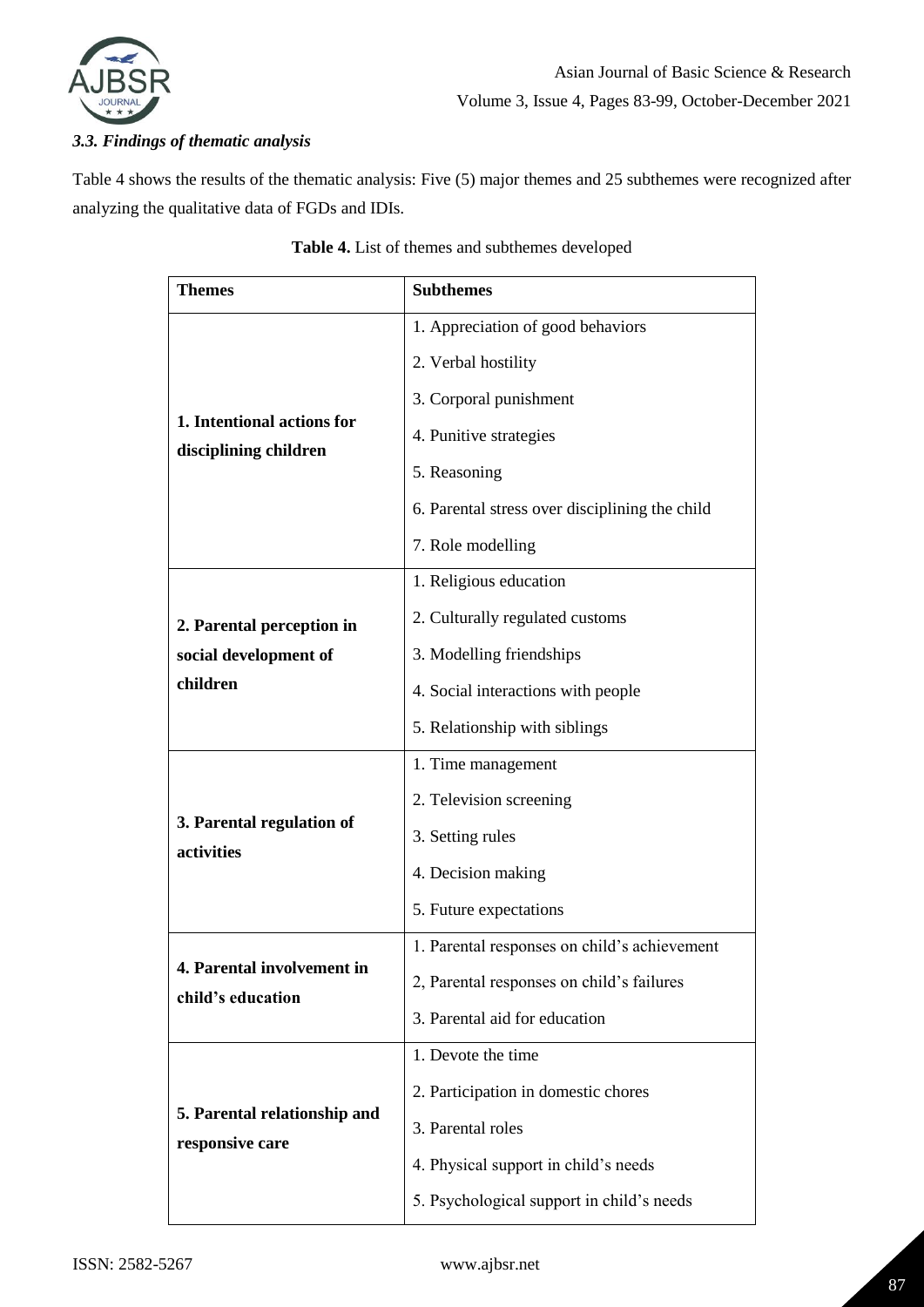### *3.3. Findings of thematic analysis*

Table 4 shows the results of the thematic analysis: Five (5) major themes and 25 subthemes were recognized after analyzing the qualitative data of FGDs and IDIs.

**Table 4.** List of themes and subthemes developed

| Themes | Subthemes |
|---|---|
| **1. Intentional actions for disciplining children** | 1. Appreciation of good behaviors |
| | 2. Verbal hostility |
| | 3. Corporal punishment |
| | 4. Punitive strategies |
| | 5. Reasoning |
| | 6. Parental stress over disciplining the child |
| | 7. Role modelling |
| **2. Parental perception in social development of children** | 1. Religious education |
| | 2. Culturally regulated customs |
| | 3. Modelling friendships |
| | 4. Social interactions with people |
| | 5. Relationship with siblings |
| **3. Parental regulation of activities** | 1. Time management |
| | 2. Television screening |
| | 3. Setting rules |
| | 4. Decision making |
| | 5. Future expectations |
| **4. Parental involvement in child's education** | 1. Parental responses on child's achievement |
| | 2, Parental responses on child's failures |
| | 3. Parental aid for education |
| **5. Parental relationship and responsive care** | 1. Devote the time |
| | 2. Participation in domestic chores |
| | 3. Parental roles |
| | 4. Physical support in child's needs |
| | 5. Psychological support in child's needs |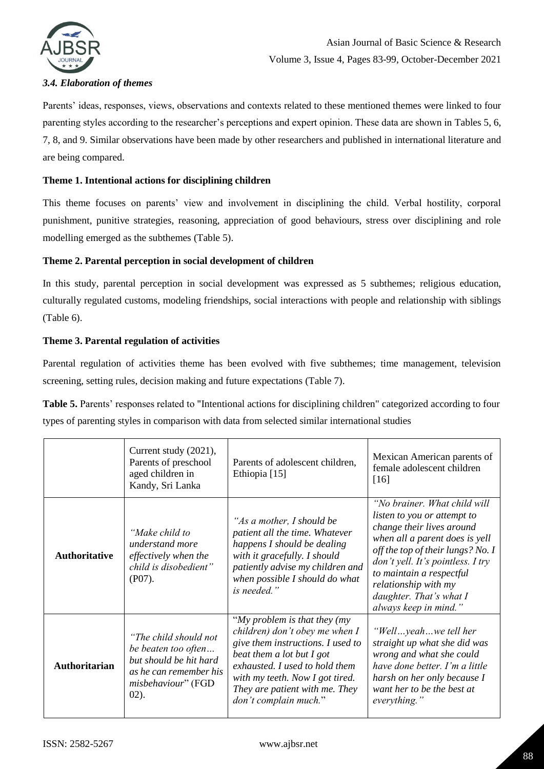### *3.4. Elaboration of themes*

Parents' ideas, responses, views, observations and contexts related to these mentioned themes were linked to four parenting styles according to the researcher's perceptions and expert opinion. These data are shown in Tables 5, 6, 7, 8, and 9. Similar observations have been made by other researchers and published in international literature and are being compared.

**Theme 1. Intentional actions for disciplining children**

This theme focuses on parents' view and involvement in disciplining the child. Verbal hostility, corporal punishment, punitive strategies, reasoning, appreciation of good behaviours, stress over disciplining and role modelling emerged as the subthemes (Table 5).

**Theme 2. Parental perception in social development of children**

In this study, parental perception in social development was expressed as 5 subthemes; religious education, culturally regulated customs, modeling friendships, social interactions with people and relationship with siblings (Table 6).

**Theme 3. Parental regulation of activities**

Parental regulation of activities theme has been evolved with five subthemes; time management, television screening, setting rules, decision making and future expectations (Table 7).

**Table 5.** Parents' responses related to "Intentional actions for disciplining children" categorized according to four types of parenting styles in comparison with data from selected similar international studies

| | Current study (2021), Parents of preschool aged children in Kandy, Sri Lanka | Parents of adolescent children, Ethiopia [15] | Mexican American parents of female adolescent children [16] |
|---|---|---|---|
| **Authoritative** | *"Make child to understand more effectively when the child is disobedient"* (P07). | *"As a mother, I should be patient all the time. Whatever happens I should be dealing with it gracefully. I should patiently advise my children and when possible I should do what is needed."* | *"No brainer. What child will listen to you or attempt to change their lives around when all a parent does is yell off the top of their lungs? No. I don't yell. It's pointless. I try to maintain a respectful relationship with my daughter. That's what I always keep in mind."* |
| **Authoritarian** | *"The child should not be beaten too often… but should be hit hard as he can remember his misbehaviour"* (FGD 02). | "*My problem is that they (my children) don't obey me when I give them instructions. I used to beat them a lot but I got exhausted. I used to hold them with my teeth. Now I got tired. They are patient with me. They don't complain much.*" | *"Well…yeah…we tell her straight up what she did was wrong and what she could have done better. I'm a little harsh on her only because I want her to be the best at everything."* |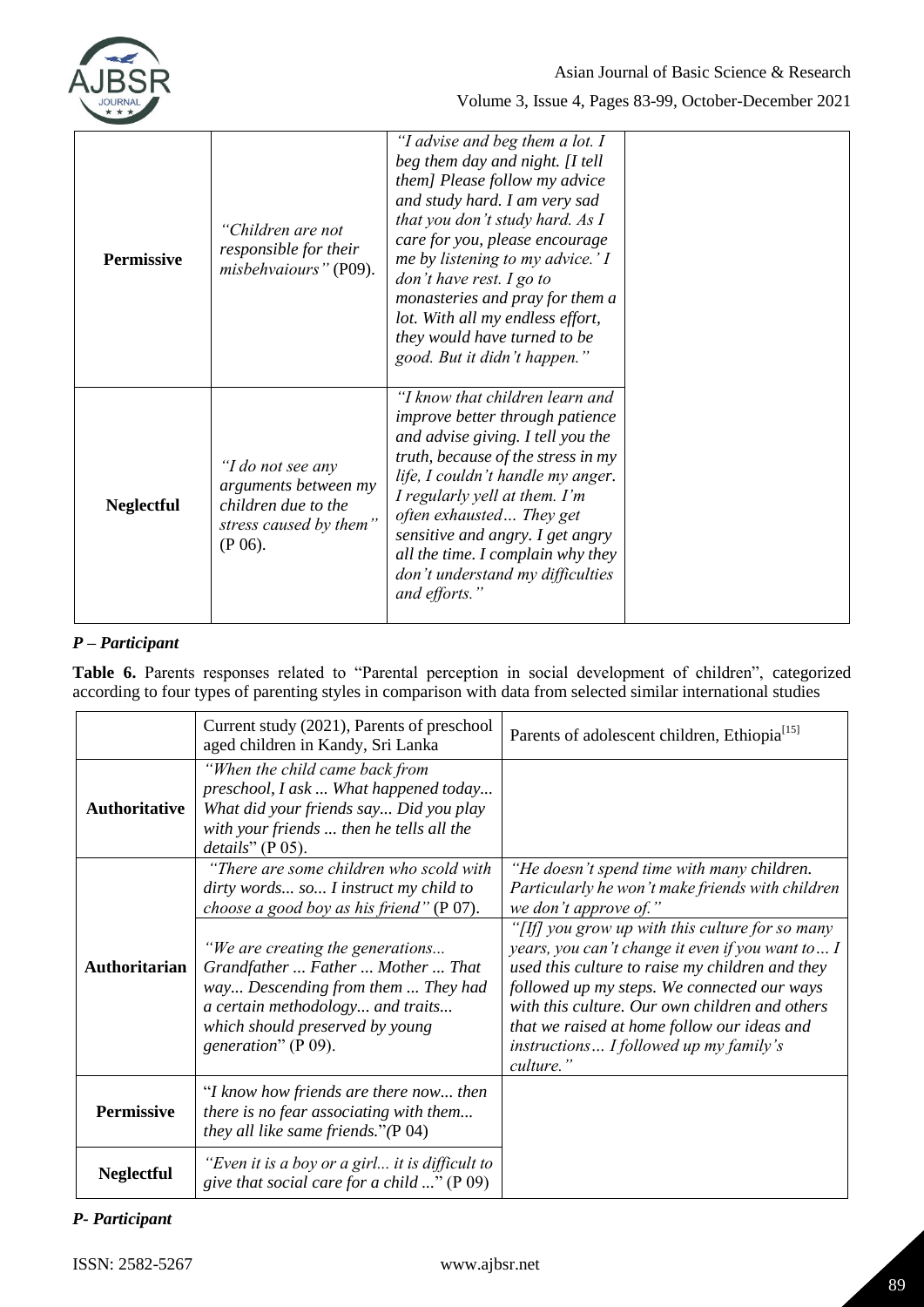| | | | |
|---|---|---|---|
| **Permissive** | *"Children are not responsible for their misbehvaiours"* (P09). | *"I advise and beg them a lot. I beg them day and night. [I tell them] Please follow my advice and study hard. I am very sad that you don't study hard. As I care for you, please encourage me by listening to my advice.' I don't have rest. I go to monasteries and pray for them a lot. With all my endless effort, they would have turned to be good. But it didn't happen."* | |
| **Neglectful** | *"I do not see any arguments between my children due to the stress caused by them"* (P 06). | *"I know that children learn and improve better through patience and advise giving. I tell you the truth, because of the stress in my life, I couldn't handle my anger. I regularly yell at them. I'm often exhausted… They get sensitive and angry. I get angry all the time. I complain why they don't understand my difficulties and efforts."* | |

***P – Participant***

**Table 6.** Parents responses related to "Parental perception in social development of children", categorized according to four types of parenting styles in comparison with data from selected similar international studies

| | Current study (2021), Parents of preschool aged children in Kandy, Sri Lanka | Parents of adolescent children, Ethiopia[15] |
|---|---|---|
| **Authoritative** | *"When the child came back from preschool, I ask ... What happened today... What did your friends say... Did you play with your friends ... then he tells all the details*" (P 05). | |
| **Authoritarian** | *"There are some children who scold with dirty words... so... I instruct my child to choose a good boy as his friend"* (P 07). | *"He doesn't spend time with many children. Particularly he won't make friends with children we don't approve of."* |
| | *"We are creating the generations... Grandfather ... Father ... Mother ... That way... Descending from them ... They had a certain methodology... and traits... which should preserved by young generation*" (P 09). | *"[If] you grow up with this culture for so many years, you can't change it even if you want to… I used this culture to raise my children and they followed up my steps. We connected our ways with this culture. Our own children and others that we raised at home follow our ideas and instructions… I followed up my family's culture."* |
| **Permissive** | "*I know how friends are there now... then there is no fear associating with them... they all like same friends.*"*(*P 04) | |
| **Neglectful** | *"Even it is a boy or a girl... it is difficult to give that social care for a child ...*" (P 09) | |

***P- Participant***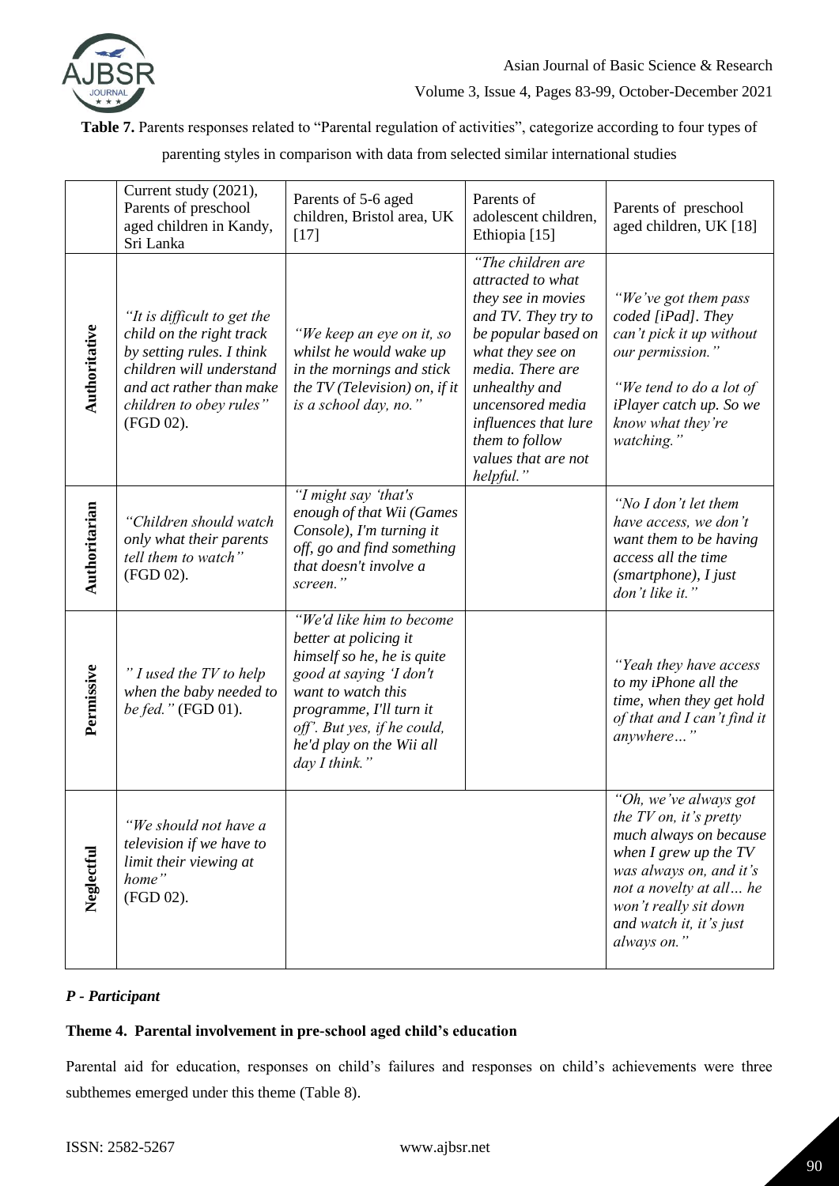**Table 7.** Parents responses related to "Parental regulation of activities", categorize according to four types of parenting styles in comparison with data from selected similar international studies

| | Current study (2021), Parents of preschool aged children in Kandy, Sri Lanka | Parents of 5-6 aged children, Bristol area, UK [17] | Parents of adolescent children, Ethiopia [15] | Parents of preschool aged children, UK [18] |
|---|---|---|---|---|
| **Authoritative** | *"It is difficult to get the child on the right track by setting rules. I think children will understand and act rather than make children to obey rules"* (FGD 02). | *"We keep an eye on it, so whilst he would wake up in the mornings and stick the TV (Television) on, if it is a school day, no."* | *"The children are attracted to what they see in movies and TV. They try to be popular based on what they see on media. There are unhealthy and uncensored media influences that lure them to follow values that are not helpful."* | *"We've got them pass coded [iPad]. They can't pick it up without our permission."* *"We tend to do a lot of iPlayer catch up. So we know what they're watching."* |
| **Authoritarian** | *"Children should watch only what their parents tell them to watch"* (FGD 02). | *"I might say 'that's enough of that Wii (Games Console), I'm turning it off, go and find something that doesn't involve a screen."* | | *"No I don't let them have access, we don't want them to be having access all the time (smartphone), I just don't like it."* |
| **Permissive** | *" I used the TV to help when the baby needed to be fed."* (FGD 01). | *"We'd like him to become better at policing it himself so he, he is quite good at saying 'I don't want to watch this programme, I'll turn it off". But yes, if he could, he'd play on the Wii all day I think."* | | *"Yeah they have access to my iPhone all the time, when they get hold of that and I can't find it anywhere…"* |
| **Neglectful** | *"We should not have a television if we have to limit their viewing at home"* (FGD 02). | | | *"Oh, we've always got the TV on, it's pretty much always on because when I grew up the TV was always on, and it's not a novelty at all… he won't really sit down and watch it, it's just always on."* |

***P - Participant***

### Theme 4. Parental involvement in pre-school aged child's education

Parental aid for education, responses on child's failures and responses on child's achievements were three subthemes emerged under this theme (Table 8).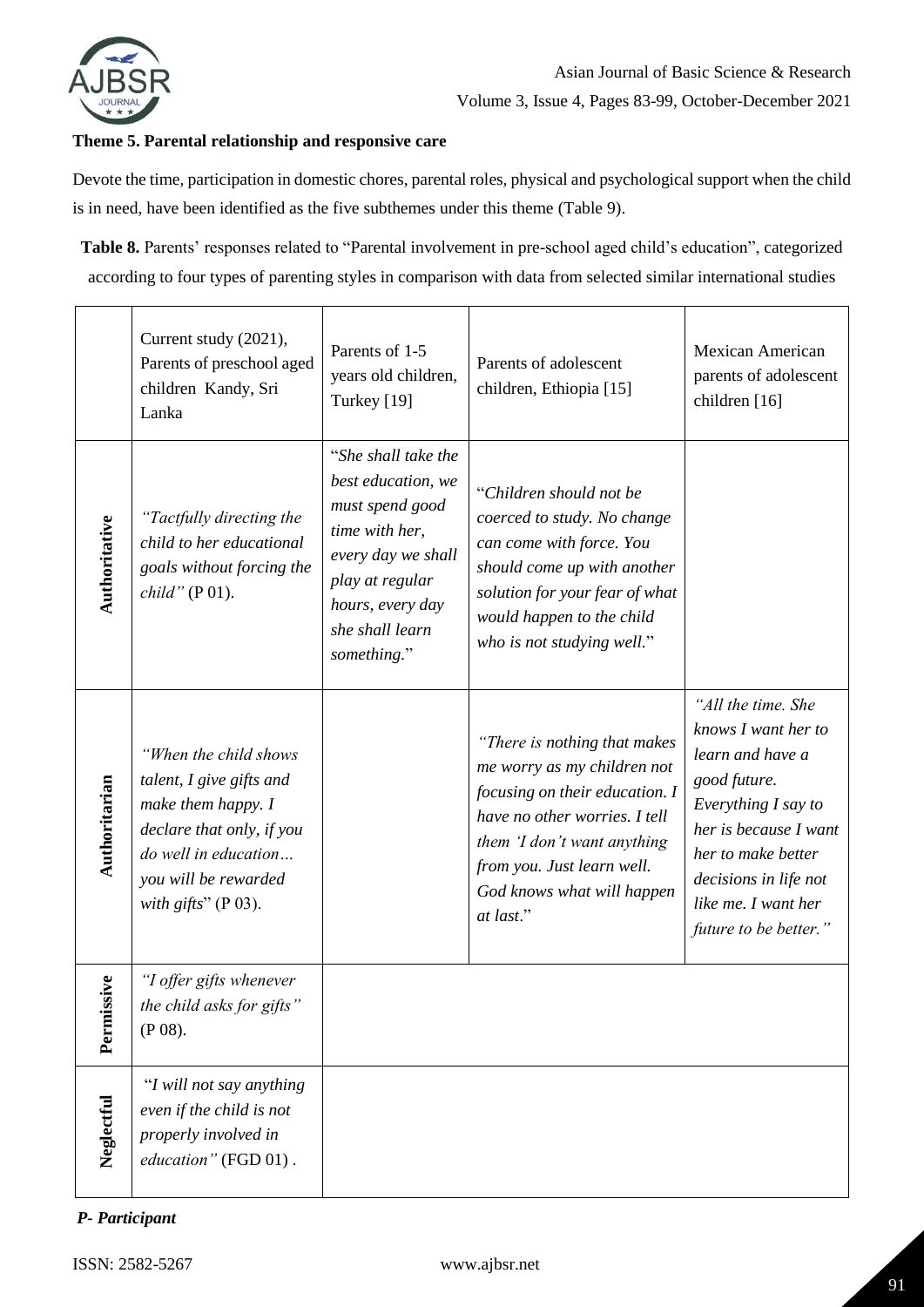**Theme 5. Parental relationship and responsive care**

Devote the time, participation in domestic chores, parental roles, physical and psychological support when the child is in need, have been identified as the five subthemes under this theme (Table 9).

**Table 8.** Parents' responses related to "Parental involvement in pre-school aged child's education", categorized according to four types of parenting styles in comparison with data from selected similar international studies

| | Current study (2021), Parents of preschool aged children Kandy, Sri Lanka | Parents of 1-5 years old children, Turkey [19] | Parents of adolescent children, Ethiopia [15] | Mexican American parents of adolescent children [16] |
|---|---|---|---|---|
| **Authoritative** | *"Tactfully directing the child to her educational goals without forcing the child"* (P 01). | "*She shall take the best education, we must spend good time with her, every day we shall play at regular hours, every day she shall learn something.*" | "*Children should not be coerced to study. No change can come with force. You should come up with another solution for your fear of what would happen to the child who is not studying well.*" | |
| **Authoritarian** | *"When the child shows talent, I give gifts and make them happy. I declare that only, if you do well in education… you will be rewarded with gifts*" (P 03). | | *"There is nothing that makes me worry as my children not focusing on their education. I have no other worries. I tell them 'I don't want anything from you. Just learn well. God knows what will happen at last*." | *"All the time. She knows I want her to learn and have a good future. Everything I say to her is because I want her to make better decisions in life not like me. I want her future to be better."* |
| **Permissive** | *"I offer gifts whenever the child asks for gifts"* (P 08). | | | |
| **Neglectful** | "*I will not say anything even if the child is not properly involved in education"* (FGD 01) . | | | |

***P- Participant***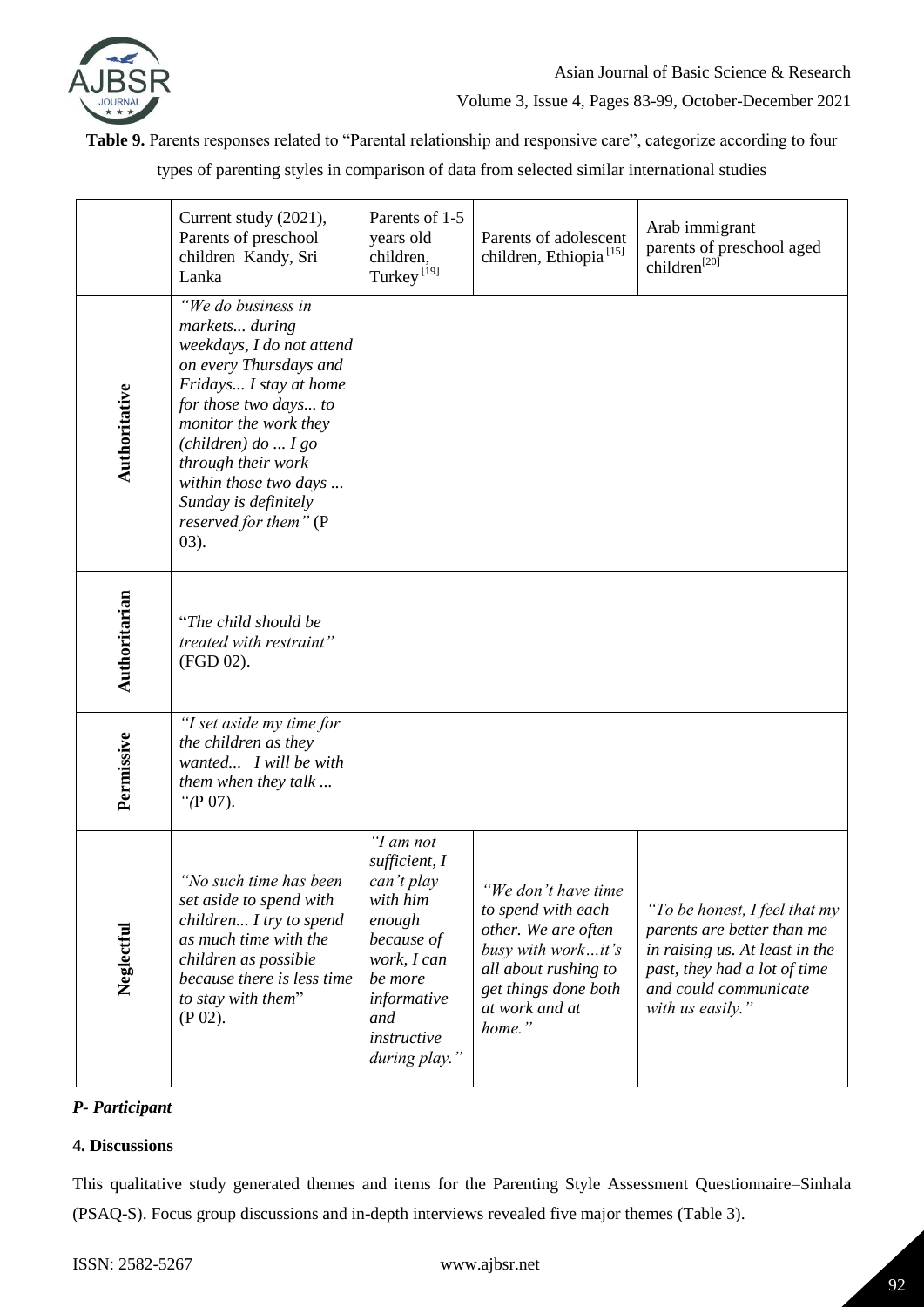**Table 9.** Parents responses related to "Parental relationship and responsive care", categorize according to four types of parenting styles in comparison of data from selected similar international studies

| | Current study (2021), Parents of preschool children Kandy, Sri Lanka | Parents of 1-5 years old children, Turkey [19] | Parents of adolescent children, Ethiopia [15] | Arab immigrant parents of preschool aged children[20] |
|---|---|---|---|---|
| **Authoritative** | *"We do business in markets... during weekdays, I do not attend on every Thursdays and Fridays... I stay at home for those two days... to monitor the work they (children) do ... I go through their work within those two days ... Sunday is definitely reserved for them"* (P 03). | | | |
| **Authoritarian** | "*The child should be treated with restraint"* (FGD 02). | | | |
| **Permissive** | *"I set aside my time for the children as they wanted... I will be with them when they talk ... "*(P 07). | | | |
| **Neglectful** | *"No such time has been set aside to spend with children... I try to spend as much time with the children as possible because there is less time to stay with them*" (P 02). | *"I am not sufficient, I can't play with him enough because of work, I can be more informative and instructive during play."* | *"We don't have time to spend with each other. We are often busy with work…it's all about rushing to get things done both at work and at home."* | *"To be honest, I feel that my parents are better than me in raising us. At least in the past, they had a lot of time and could communicate with us easily."* |

***P- Participant***

**4. Discussions**

This qualitative study generated themes and items for the Parenting Style Assessment Questionnaire–Sinhala (PSAQ-S). Focus group discussions and in-depth interviews revealed five major themes (Table 3).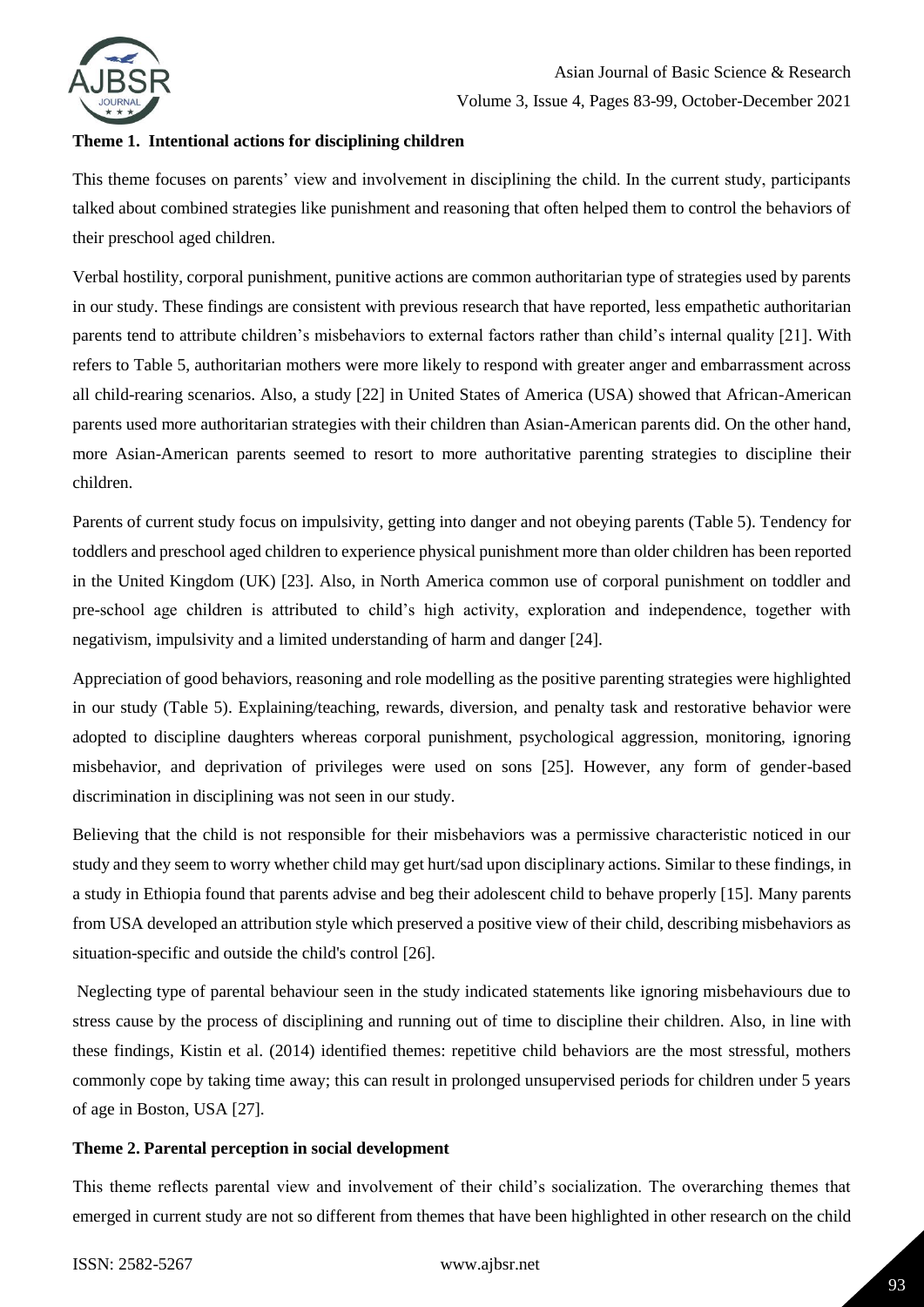### Theme 1. Intentional actions for disciplining children

This theme focuses on parents' view and involvement in disciplining the child. In the current study, participants talked about combined strategies like punishment and reasoning that often helped them to control the behaviors of their preschool aged children.

Verbal hostility, corporal punishment, punitive actions are common authoritarian type of strategies used by parents in our study. These findings are consistent with previous research that have reported, less empathetic authoritarian parents tend to attribute children's misbehaviors to external factors rather than child's internal quality [21]. With refers to Table 5, authoritarian mothers were more likely to respond with greater anger and embarrassment across all child-rearing scenarios. Also, a study [22] in United States of America (USA) showed that African-American parents used more authoritarian strategies with their children than Asian-American parents did. On the other hand, more Asian-American parents seemed to resort to more authoritative parenting strategies to discipline their children.

Parents of current study focus on impulsivity, getting into danger and not obeying parents (Table 5). Tendency for toddlers and preschool aged children to experience physical punishment more than older children has been reported in the United Kingdom (UK) [23]. Also, in North America common use of corporal punishment on toddler and pre-school age children is attributed to child's high activity, exploration and independence, together with negativism, impulsivity and a limited understanding of harm and danger [24].

Appreciation of good behaviors, reasoning and role modelling as the positive parenting strategies were highlighted in our study (Table 5). Explaining/teaching, rewards, diversion, and penalty task and restorative behavior were adopted to discipline daughters whereas corporal punishment, psychological aggression, monitoring, ignoring misbehavior, and deprivation of privileges were used on sons [25]. However, any form of gender-based discrimination in disciplining was not seen in our study.

Believing that the child is not responsible for their misbehaviors was a permissive characteristic noticed in our study and they seem to worry whether child may get hurt/sad upon disciplinary actions. Similar to these findings, in a study in Ethiopia found that parents advise and beg their adolescent child to behave properly [15]. Many parents from USA developed an attribution style which preserved a positive view of their child, describing misbehaviors as situation-specific and outside the child's control [26].

Neglecting type of parental behaviour seen in the study indicated statements like ignoring misbehaviours due to stress cause by the process of disciplining and running out of time to discipline their children. Also, in line with these findings, Kistin et al. (2014) identified themes: repetitive child behaviors are the most stressful, mothers commonly cope by taking time away; this can result in prolonged unsupervised periods for children under 5 years of age in Boston, USA [27].

### Theme 2. Parental perception in social development

This theme reflects parental view and involvement of their child's socialization. The overarching themes that emerged in current study are not so different from themes that have been highlighted in other research on the child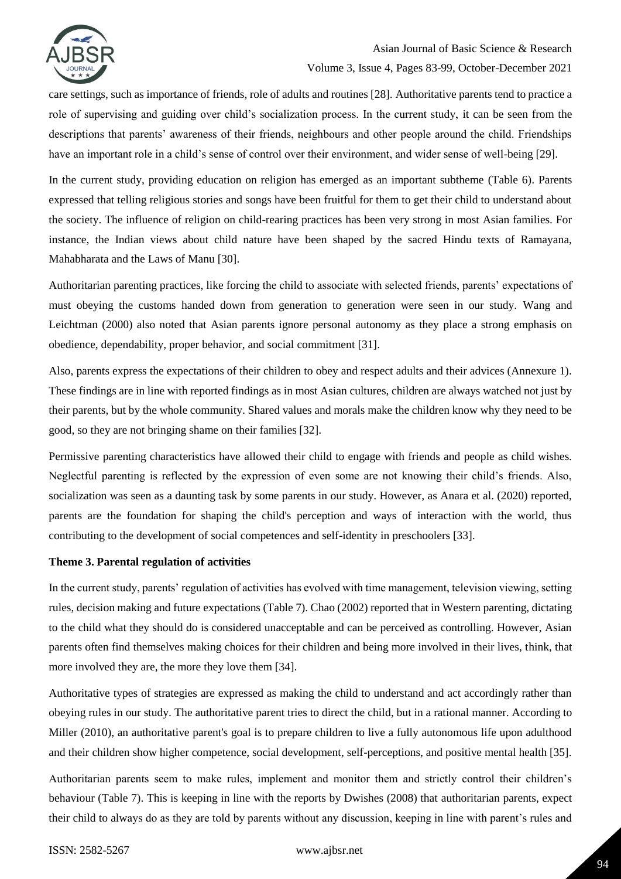care settings, such as importance of friends, role of adults and routines [28]. Authoritative parents tend to practice a role of supervising and guiding over child's socialization process. In the current study, it can be seen from the descriptions that parents' awareness of their friends, neighbours and other people around the child. Friendships have an important role in a child's sense of control over their environment, and wider sense of well-being [29].

In the current study, providing education on religion has emerged as an important subtheme (Table 6). Parents expressed that telling religious stories and songs have been fruitful for them to get their child to understand about the society. The influence of religion on child-rearing practices has been very strong in most Asian families. For instance, the Indian views about child nature have been shaped by the sacred Hindu texts of Ramayana, Mahabharata and the Laws of Manu [30].

Authoritarian parenting practices, like forcing the child to associate with selected friends, parents' expectations of must obeying the customs handed down from generation to generation were seen in our study. Wang and Leichtman (2000) also noted that Asian parents ignore personal autonomy as they place a strong emphasis on obedience, dependability, proper behavior, and social commitment [31].

Also, parents express the expectations of their children to obey and respect adults and their advices (Annexure 1). These findings are in line with reported findings as in most Asian cultures, children are always watched not just by their parents, but by the whole community. Shared values and morals make the children know why they need to be good, so they are not bringing shame on their families [32].

Permissive parenting characteristics have allowed their child to engage with friends and people as child wishes. Neglectful parenting is reflected by the expression of even some are not knowing their child's friends. Also, socialization was seen as a daunting task by some parents in our study. However, as Anara et al. (2020) reported, parents are the foundation for shaping the child's perception and ways of interaction with the world, thus contributing to the development of social competences and self-identity in preschoolers [33].

### Theme 3. Parental regulation of activities

In the current study, parents' regulation of activities has evolved with time management, television viewing, setting rules, decision making and future expectations (Table 7). Chao (2002) reported that in Western parenting, dictating to the child what they should do is considered unacceptable and can be perceived as controlling. However, Asian parents often find themselves making choices for their children and being more involved in their lives, think, that more involved they are, the more they love them [34].

Authoritative types of strategies are expressed as making the child to understand and act accordingly rather than obeying rules in our study. The authoritative parent tries to direct the child, but in a rational manner. According to Miller (2010), an authoritative parent's goal is to prepare children to live a fully autonomous life upon adulthood and their children show higher competence, social development, self-perceptions, and positive mental health [35].

Authoritarian parents seem to make rules, implement and monitor them and strictly control their children's behaviour (Table 7). This is keeping in line with the reports by Dwishes (2008) that authoritarian parents, expect their child to always do as they are told by parents without any discussion, keeping in line with parent's rules and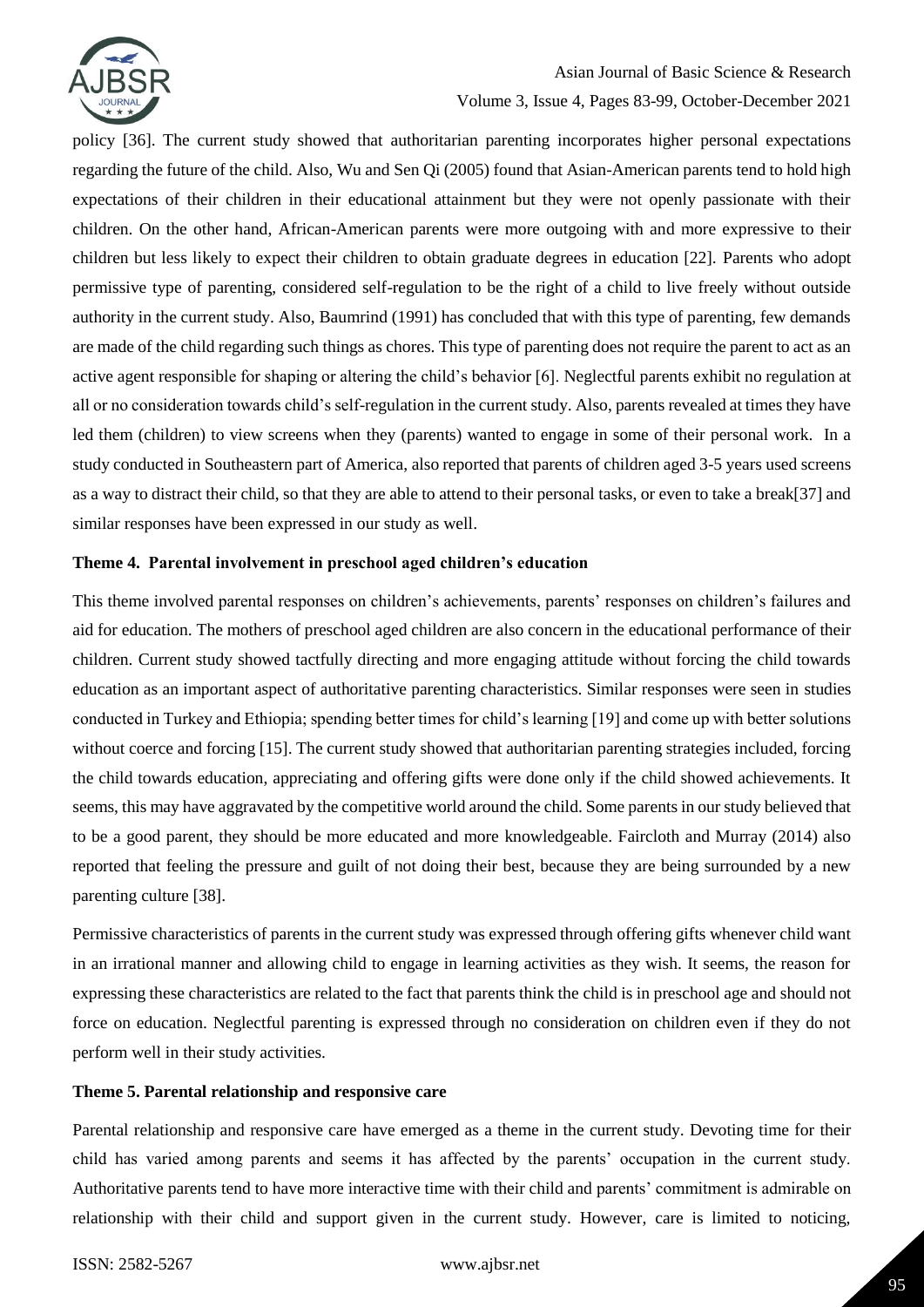policy [36]. The current study showed that authoritarian parenting incorporates higher personal expectations regarding the future of the child. Also, Wu and Sen Qi (2005) found that Asian-American parents tend to hold high expectations of their children in their educational attainment but they were not openly passionate with their children. On the other hand, African-American parents were more outgoing with and more expressive to their children but less likely to expect their children to obtain graduate degrees in education [22]. Parents who adopt permissive type of parenting, considered self-regulation to be the right of a child to live freely without outside authority in the current study. Also, Baumrind (1991) has concluded that with this type of parenting, few demands are made of the child regarding such things as chores. This type of parenting does not require the parent to act as an active agent responsible for shaping or altering the child's behavior [6]. Neglectful parents exhibit no regulation at all or no consideration towards child's self-regulation in the current study. Also, parents revealed at times they have led them (children) to view screens when they (parents) wanted to engage in some of their personal work. In a study conducted in Southeastern part of America, also reported that parents of children aged 3-5 years used screens as a way to distract their child, so that they are able to attend to their personal tasks, or even to take a break[37] and similar responses have been expressed in our study as well.

#### Theme 4. Parental involvement in preschool aged children's education

This theme involved parental responses on children's achievements, parents' responses on children's failures and aid for education. The mothers of preschool aged children are also concern in the educational performance of their children. Current study showed tactfully directing and more engaging attitude without forcing the child towards education as an important aspect of authoritative parenting characteristics. Similar responses were seen in studies conducted in Turkey and Ethiopia; spending better times for child's learning [19] and come up with better solutions without coerce and forcing [15]. The current study showed that authoritarian parenting strategies included, forcing the child towards education, appreciating and offering gifts were done only if the child showed achievements. It seems, this may have aggravated by the competitive world around the child. Some parents in our study believed that to be a good parent, they should be more educated and more knowledgeable. Faircloth and Murray (2014) also reported that feeling the pressure and guilt of not doing their best, because they are being surrounded by a new parenting culture [38].

Permissive characteristics of parents in the current study was expressed through offering gifts whenever child want in an irrational manner and allowing child to engage in learning activities as they wish. It seems, the reason for expressing these characteristics are related to the fact that parents think the child is in preschool age and should not force on education. Neglectful parenting is expressed through no consideration on children even if they do not perform well in their study activities.

#### Theme 5. Parental relationship and responsive care

Parental relationship and responsive care have emerged as a theme in the current study. Devoting time for their child has varied among parents and seems it has affected by the parents' occupation in the current study. Authoritative parents tend to have more interactive time with their child and parents' commitment is admirable on relationship with their child and support given in the current study. However, care is limited to noticing,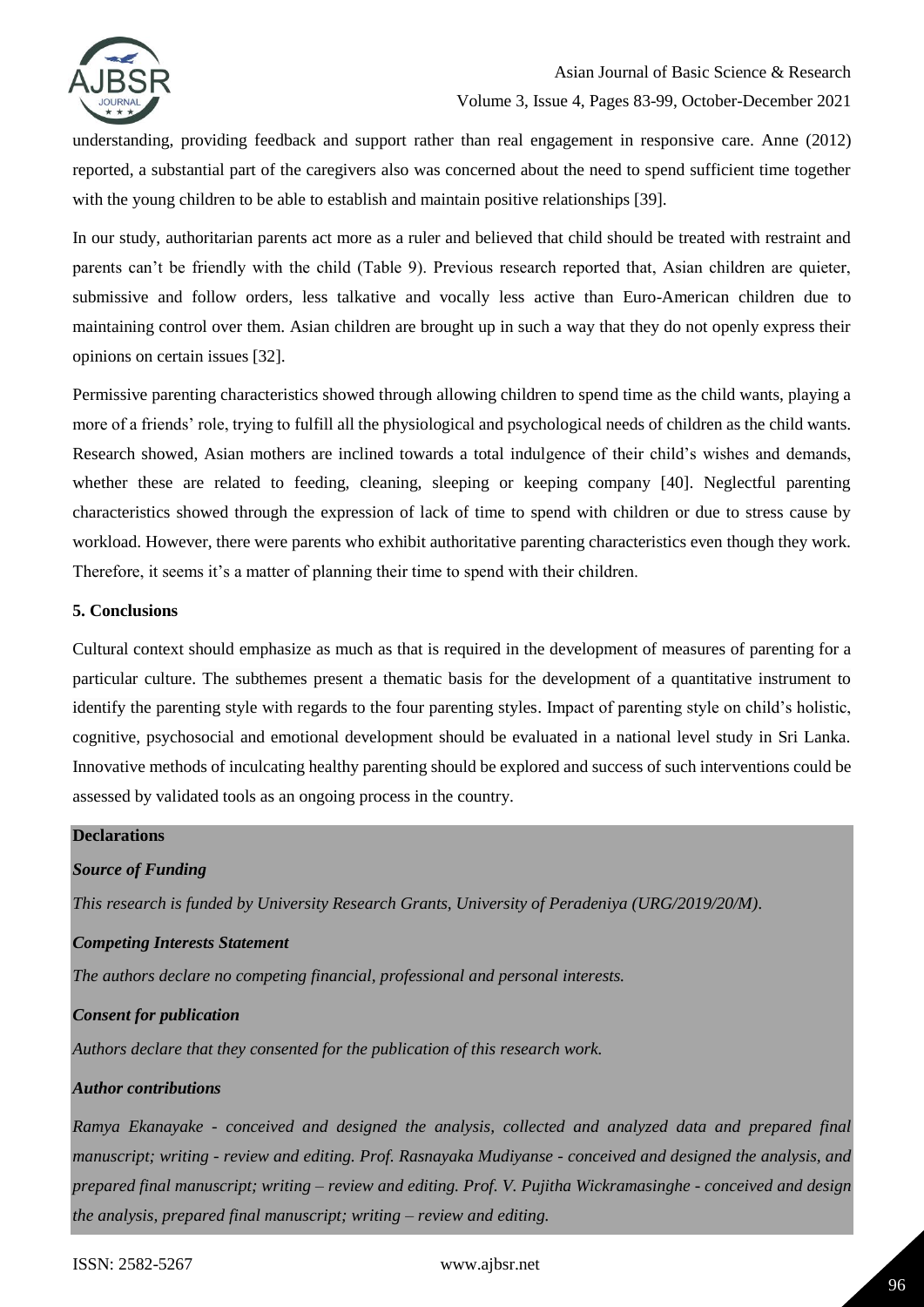understanding, providing feedback and support rather than real engagement in responsive care. Anne (2012) reported, a substantial part of the caregivers also was concerned about the need to spend sufficient time together with the young children to be able to establish and maintain positive relationships [39].

In our study, authoritarian parents act more as a ruler and believed that child should be treated with restraint and parents can't be friendly with the child (Table 9). Previous research reported that, Asian children are quieter, submissive and follow orders, less talkative and vocally less active than Euro-American children due to maintaining control over them. Asian children are brought up in such a way that they do not openly express their opinions on certain issues [32].

Permissive parenting characteristics showed through allowing children to spend time as the child wants, playing a more of a friends' role, trying to fulfill all the physiological and psychological needs of children as the child wants. Research showed, Asian mothers are inclined towards a total indulgence of their child's wishes and demands, whether these are related to feeding, cleaning, sleeping or keeping company [40]. Neglectful parenting characteristics showed through the expression of lack of time to spend with children or due to stress cause by workload. However, there were parents who exhibit authoritative parenting characteristics even though they work. Therefore, it seems it's a matter of planning their time to spend with their children.

### 5. Conclusions

Cultural context should emphasize as much as that is required in the development of measures of parenting for a particular culture. The subthemes present a thematic basis for the development of a quantitative instrument to identify the parenting style with regards to the four parenting styles. Impact of parenting style on child's holistic, cognitive, psychosocial and emotional development should be evaluated in a national level study in Sri Lanka. Innovative methods of inculcating healthy parenting should be explored and success of such interventions could be assessed by validated tools as an ongoing process in the country.

### Declarations

#### *Source of Funding*

*This research is funded by University Research Grants, University of Peradeniya (URG/2019/20/M).*

#### *Competing Interests Statement*

*The authors declare no competing financial, professional and personal interests.*

#### *Consent for publication*

*Authors declare that they consented for the publication of this research work.*

#### *Author contributions*

*Ramya Ekanayake - conceived and designed the analysis, collected and analyzed data and prepared final manuscript; writing - review and editing. Prof. Rasnayaka Mudiyanse - conceived and designed the analysis, and prepared final manuscript; writing – review and editing. Prof. V. Pujitha Wickramasinghe - conceived and design the analysis, prepared final manuscript; writing – review and editing.*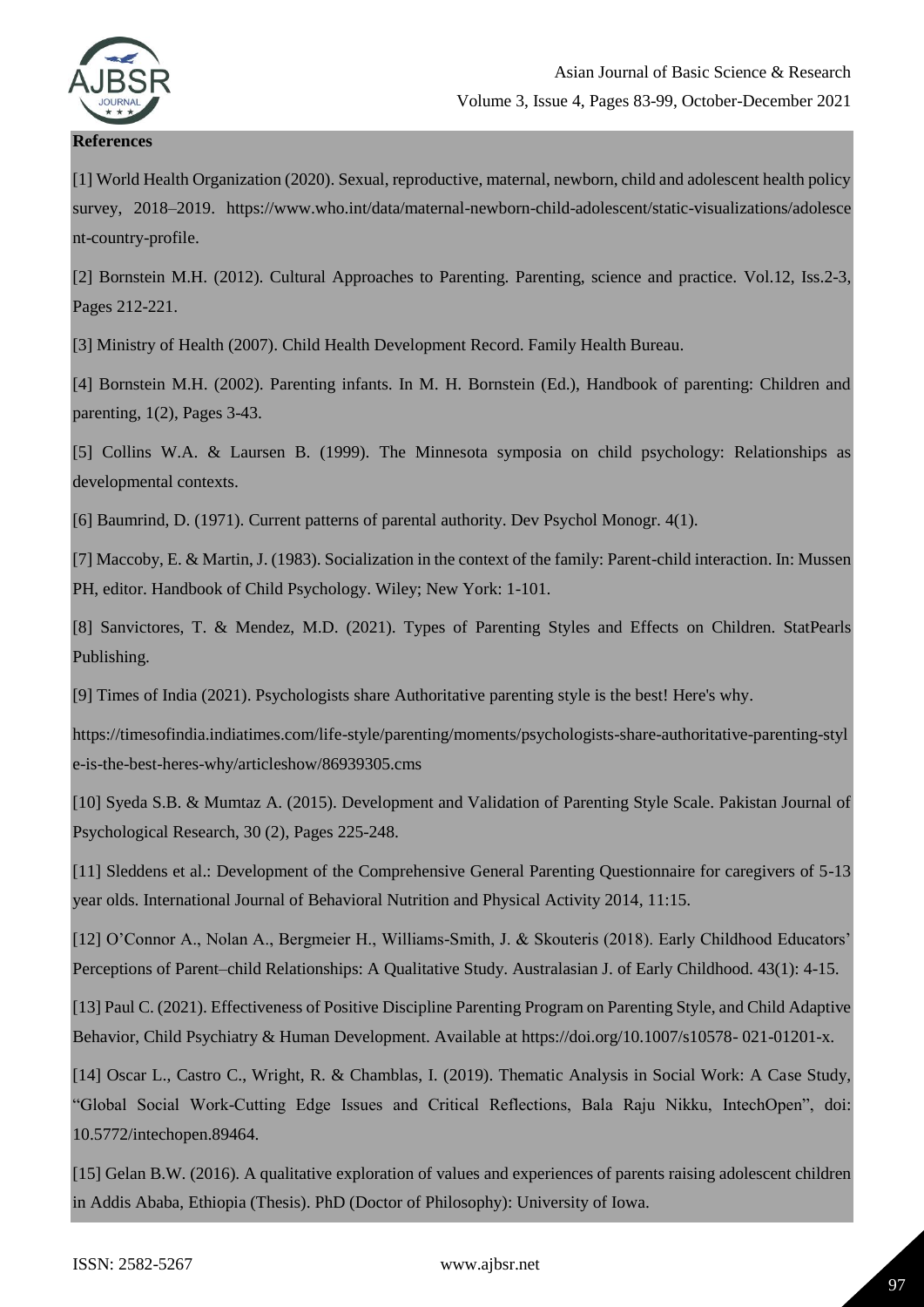**References**

[1] World Health Organization (2020). Sexual, reproductive, maternal, newborn, child and adolescent health policy survey, 2018–2019. https://www.who.int/data/maternal-newborn-child-adolescent/static-visualizations/adolescent-country-profile.

[2] Bornstein M.H. (2012). Cultural Approaches to Parenting. Parenting, science and practice. Vol.12, Iss.2-3, Pages 212-221.

[3] Ministry of Health (2007). Child Health Development Record. Family Health Bureau.

[4] Bornstein M.H. (2002). Parenting infants. In M. H. Bornstein (Ed.), Handbook of parenting: Children and parenting, 1(2), Pages 3-43.

[5] Collins W.A. & Laursen B. (1999). The Minnesota symposia on child psychology: Relationships as developmental contexts.

[6] Baumrind, D. (1971). Current patterns of parental authority. Dev Psychol Monogr. 4(1).

[7] Maccoby, E. & Martin, J. (1983). Socialization in the context of the family: Parent-child interaction. In: Mussen PH, editor. Handbook of Child Psychology. Wiley; New York: 1-101.

[8] Sanvictores, T. & Mendez, M.D. (2021). Types of Parenting Styles and Effects on Children. StatPearls Publishing.

[9] Times of India (2021). Psychologists share Authoritative parenting style is the best! Here's why.

https://timesofindia.indiatimes.com/life-style/parenting/moments/psychologists-share-authoritative-parenting-style-is-the-best-heres-why/articleshow/86939305.cms

[10] Syeda S.B. & Mumtaz A. (2015). Development and Validation of Parenting Style Scale. Pakistan Journal of Psychological Research, 30 (2), Pages 225-248.

[11] Sleddens et al.: Development of the Comprehensive General Parenting Questionnaire for caregivers of 5-13 year olds. International Journal of Behavioral Nutrition and Physical Activity 2014, 11:15.

[12] O'Connor A., Nolan A., Bergmeier H., Williams-Smith, J. & Skouteris (2018). Early Childhood Educators' Perceptions of Parent–child Relationships: A Qualitative Study. Australasian J. of Early Childhood. 43(1): 4-15.

[13] Paul C. (2021). Effectiveness of Positive Discipline Parenting Program on Parenting Style, and Child Adaptive Behavior, Child Psychiatry & Human Development. Available at https://doi.org/10.1007/s10578- 021-01201-x.

[14] Oscar L., Castro C., Wright, R. & Chamblas, I. (2019). Thematic Analysis in Social Work: A Case Study, "Global Social Work-Cutting Edge Issues and Critical Reflections, Bala Raju Nikku, IntechOpen", doi: 10.5772/intechopen.89464.

[15] Gelan B.W. (2016). A qualitative exploration of values and experiences of parents raising adolescent children in Addis Ababa, Ethiopia (Thesis). PhD (Doctor of Philosophy): University of Iowa.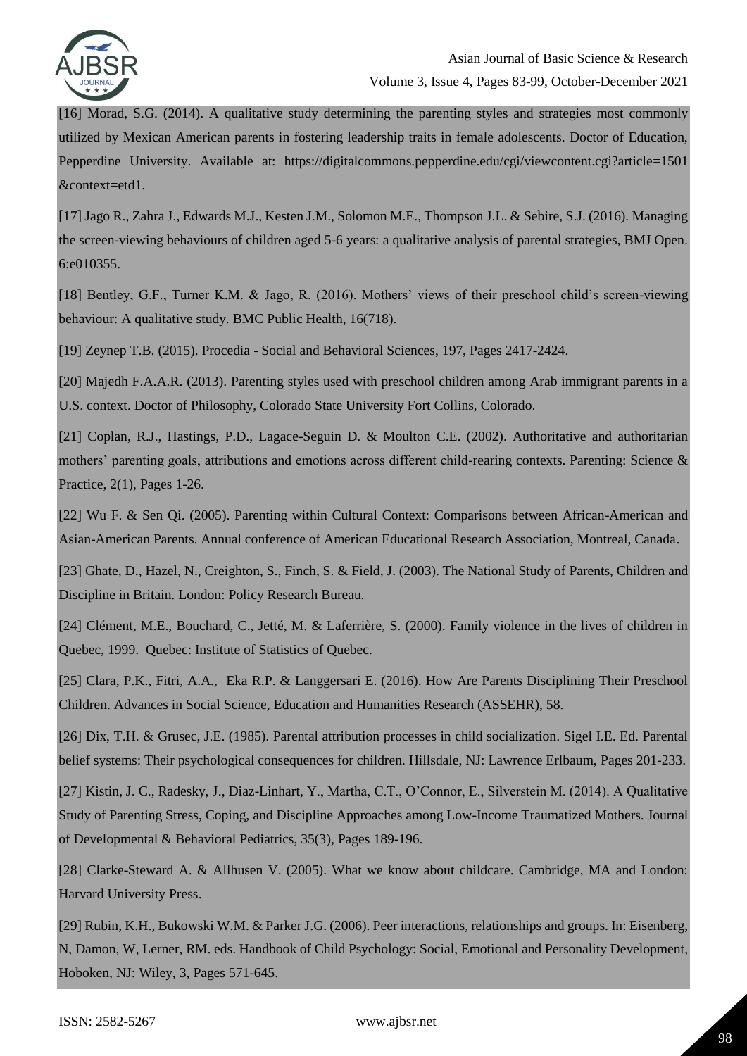[16] Morad, S.G. (2014). A qualitative study determining the parenting styles and strategies most commonly utilized by Mexican American parents in fostering leadership traits in female adolescents. Doctor of Education, Pepperdine University. Available at: https://digitalcommons.pepperdine.edu/cgi/viewcontent.cgi?article=1501&context=etd1.

[17] Jago R., Zahra J., Edwards M.J., Kesten J.M., Solomon M.E., Thompson J.L. & Sebire, S.J. (2016). Managing the screen-viewing behaviours of children aged 5-6 years: a qualitative analysis of parental strategies, BMJ Open. 6:e010355.

[18] Bentley, G.F., Turner K.M. & Jago, R. (2016). Mothers' views of their preschool child's screen-viewing behaviour: A qualitative study. BMC Public Health, 16(718).

[19] Zeynep T.B. (2015). Procedia - Social and Behavioral Sciences, 197, Pages 2417-2424.

[20] Majedh F.A.A.R. (2013). Parenting styles used with preschool children among Arab immigrant parents in a U.S. context. Doctor of Philosophy, Colorado State University Fort Collins, Colorado.

[21] Coplan, R.J., Hastings, P.D., Lagace-Seguin D. & Moulton C.E. (2002). Authoritative and authoritarian mothers' parenting goals, attributions and emotions across different child-rearing contexts. Parenting: Science & Practice, 2(1), Pages 1-26.

[22] Wu F. & Sen Qi. (2005). Parenting within Cultural Context: Comparisons between African-American and Asian-American Parents. Annual conference of American Educational Research Association, Montreal, Canada.

[23] Ghate, D., Hazel, N., Creighton, S., Finch, S. & Field, J. (2003). The National Study of Parents, Children and Discipline in Britain. London: Policy Research Bureau.

[24] Clément, M.E., Bouchard, C., Jetté, M. & Laferrière, S. (2000). Family violence in the lives of children in Quebec, 1999. Quebec: Institute of Statistics of Quebec.

[25] Clara, P.K., Fitri, A.A., Eka R.P. & Langgersari E. (2016). How Are Parents Disciplining Their Preschool Children. Advances in Social Science, Education and Humanities Research (ASSEHR), 58.

[26] Dix, T.H. & Grusec, J.E. (1985). Parental attribution processes in child socialization. Sigel I.E. Ed. Parental belief systems: Their psychological consequences for children. Hillsdale, NJ: Lawrence Erlbaum, Pages 201-233.

[27] Kistin, J. C., Radesky, J., Diaz-Linhart, Y., Martha, C.T., O'Connor, E., Silverstein M. (2014). A Qualitative Study of Parenting Stress, Coping, and Discipline Approaches among Low-Income Traumatized Mothers. Journal of Developmental & Behavioral Pediatrics, 35(3), Pages 189-196.

[28] Clarke-Steward A. & Allhusen V. (2005). What we know about childcare. Cambridge, MA and London: Harvard University Press.

[29] Rubin, K.H., Bukowski W.M. & Parker J.G. (2006). Peer interactions, relationships and groups. In: Eisenberg, N, Damon, W, Lerner, RM. eds. Handbook of Child Psychology: Social, Emotional and Personality Development, Hoboken, NJ: Wiley, 3, Pages 571-645.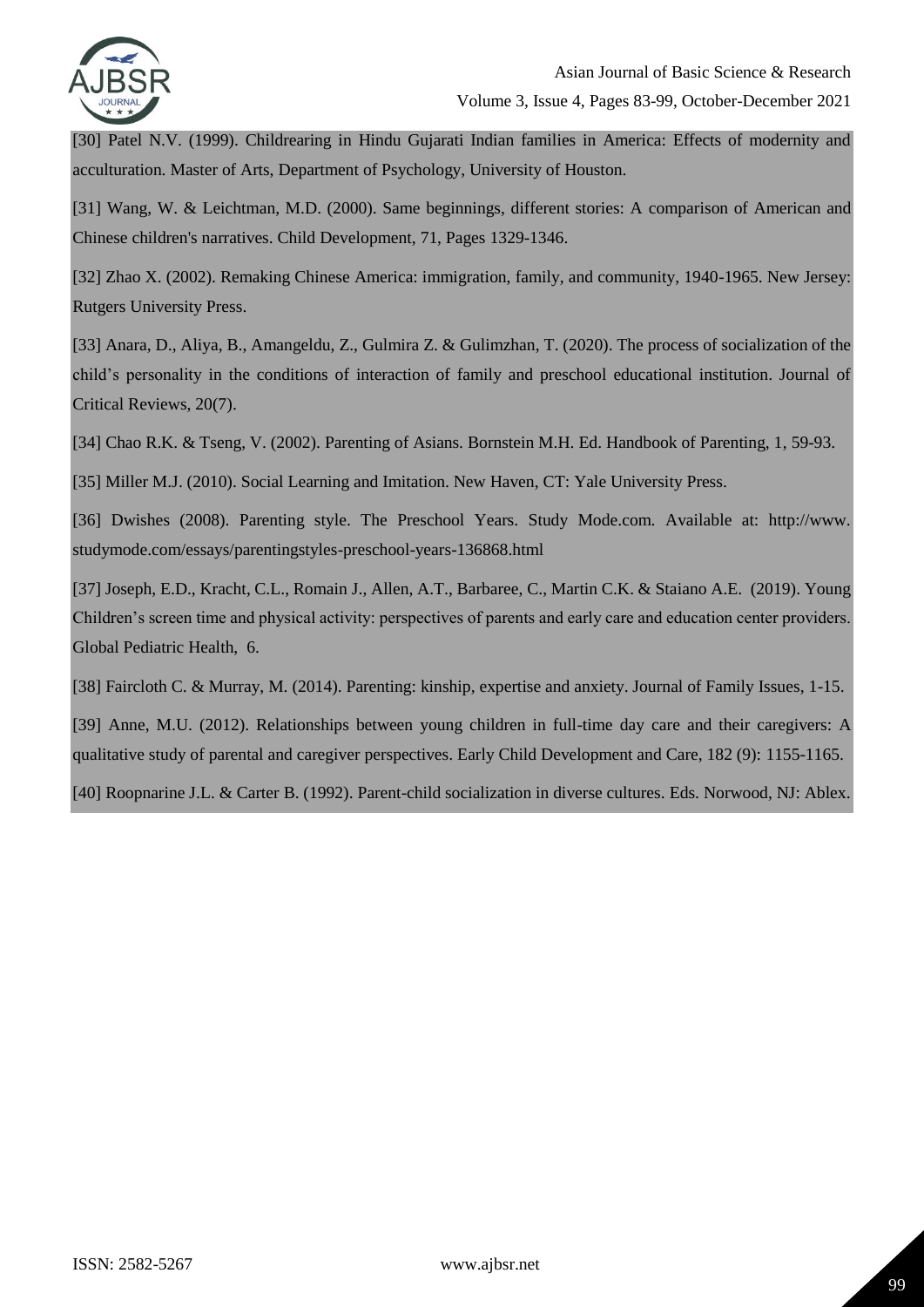[30] Patel N.V. (1999). Childrearing in Hindu Gujarati Indian families in America: Effects of modernity and acculturation. Master of Arts, Department of Psychology, University of Houston.

[31] Wang, W. & Leichtman, M.D. (2000). Same beginnings, different stories: A comparison of American and Chinese children's narratives. Child Development, 71, Pages 1329-1346.

[32] Zhao X. (2002). Remaking Chinese America: immigration, family, and community, 1940-1965. New Jersey: Rutgers University Press.

[33] Anara, D., Aliya, B., Amangeldu, Z., Gulmira Z. & Gulimzhan, T. (2020). The process of socialization of the child's personality in the conditions of interaction of family and preschool educational institution. Journal of Critical Reviews, 20(7).

[34] Chao R.K. & Tseng, V. (2002). Parenting of Asians. Bornstein M.H. Ed. Handbook of Parenting, 1, 59-93.

[35] Miller M.J. (2010). Social Learning and Imitation. New Haven, CT: Yale University Press.

[36] Dwishes (2008). Parenting style. The Preschool Years. Study Mode.com. Available at: http://www. studymode.com/essays/parentingstyles-preschool-years-136868.html

[37] Joseph, E.D., Kracht, C.L., Romain J., Allen, A.T., Barbaree, C., Martin C.K. & Staiano A.E. (2019). Young Children's screen time and physical activity: perspectives of parents and early care and education center providers. Global Pediatric Health, 6.

[38] Faircloth C. & Murray, M. (2014). Parenting: kinship, expertise and anxiety. Journal of Family Issues, 1-15.

[39] Anne, M.U. (2012). Relationships between young children in full-time day care and their caregivers: A qualitative study of parental and caregiver perspectives. Early Child Development and Care, 182 (9): 1155-1165.

[40] Roopnarine J.L. & Carter B. (1992). Parent-child socialization in diverse cultures. Eds. Norwood, NJ: Ablex.